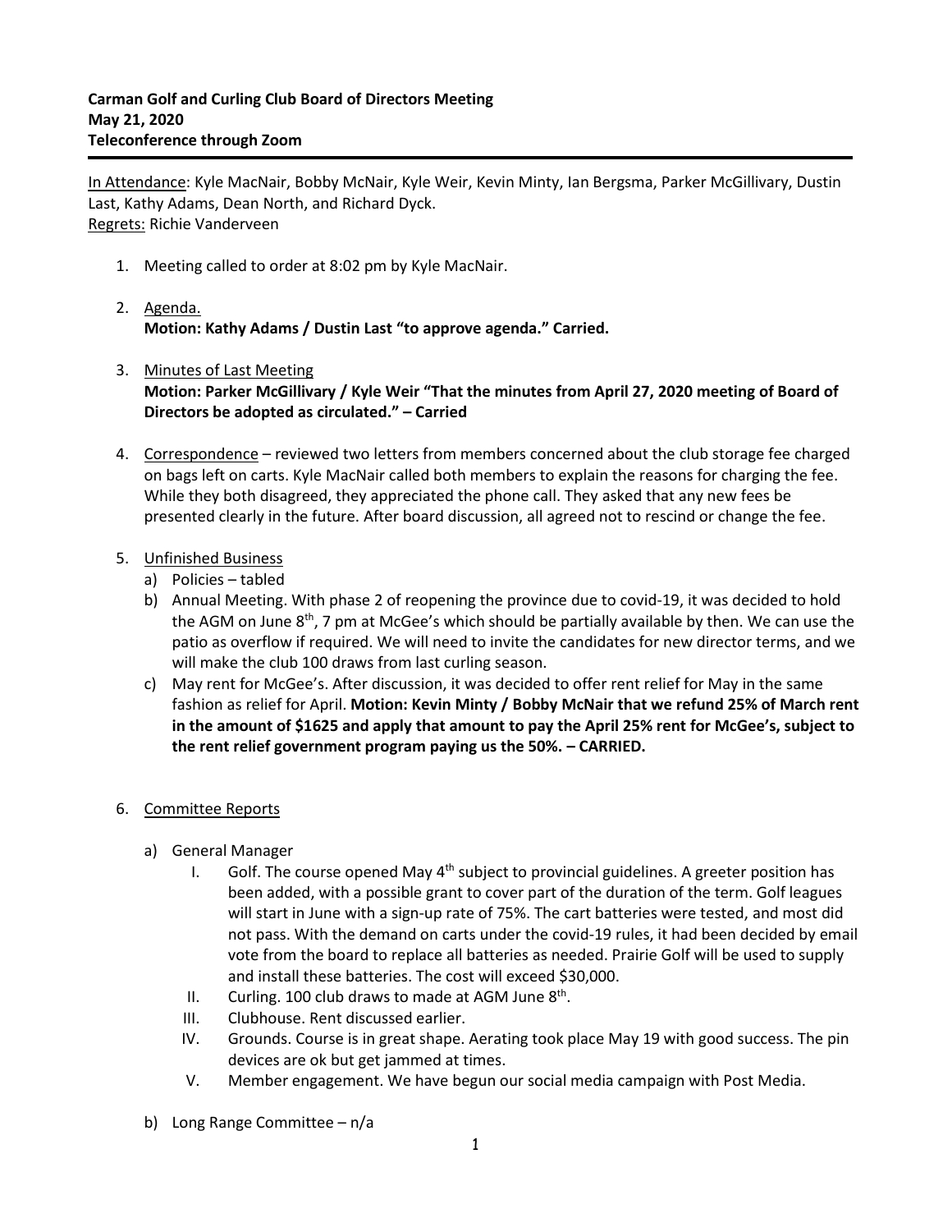**Carman Golf and Curling Club Board of Directors Meeting**
**May 21, 2020**
**Teleconference through Zoom**

---

In Attendance: Kyle MacNair, Bobby McNair, Kyle Weir, Kevin Minty, Ian Bergsma, Parker McGillivary, Dustin Last, Kathy Adams, Dean North, and Richard Dyck.
Regrets: Richie Vanderveen

1. Meeting called to order at 8:02 pm by Kyle MacNair.

2. Agenda.
   **Motion: Kathy Adams / Dustin Last "to approve agenda." Carried.**

3. Minutes of Last Meeting
   **Motion: Parker McGillivary / Kyle Weir "That the minutes from April 27, 2020 meeting of Board of Directors be adopted as circulated." – Carried**

4. Correspondence – reviewed two letters from members concerned about the club storage fee charged on bags left on carts. Kyle MacNair called both members to explain the reasons for charging the fee. While they both disagreed, they appreciated the phone call. They asked that any new fees be presented clearly in the future. After board discussion, all agreed not to rescind or change the fee.

5. Unfinished Business
   a) Policies – tabled
   b) Annual Meeting. With phase 2 of reopening the province due to covid-19, it was decided to hold the AGM on June 8th, 7 pm at McGee's which should be partially available by then. We can use the patio as overflow if required. We will need to invite the candidates for new director terms, and we will make the club 100 draws from last curling season.
   c) May rent for McGee's. After discussion, it was decided to offer rent relief for May in the same fashion as relief for April. **Motion: Kevin Minty / Bobby McNair that we refund 25% of March rent in the amount of $1625 and apply that amount to pay the April 25% rent for McGee's, subject to the rent relief government program paying us the 50%. – CARRIED.**

6. Committee Reports

   a) General Manager
      I. Golf. The course opened May 4th subject to provincial guidelines. A greeter position has been added, with a possible grant to cover part of the duration of the term. Golf leagues will start in June with a sign-up rate of 75%. The cart batteries were tested, and most did not pass. With the demand on carts under the covid-19 rules, it had been decided by email vote from the board to replace all batteries as needed. Prairie Golf will be used to supply and install these batteries. The cost will exceed $30,000.
      II. Curling. 100 club draws to made at AGM June 8th.
      III. Clubhouse. Rent discussed earlier.
      IV. Grounds. Course is in great shape. Aerating took place May 19 with good success. The pin devices are ok but get jammed at times.
      V. Member engagement. We have begun our social media campaign with Post Media.

   b) Long Range Committee – n/a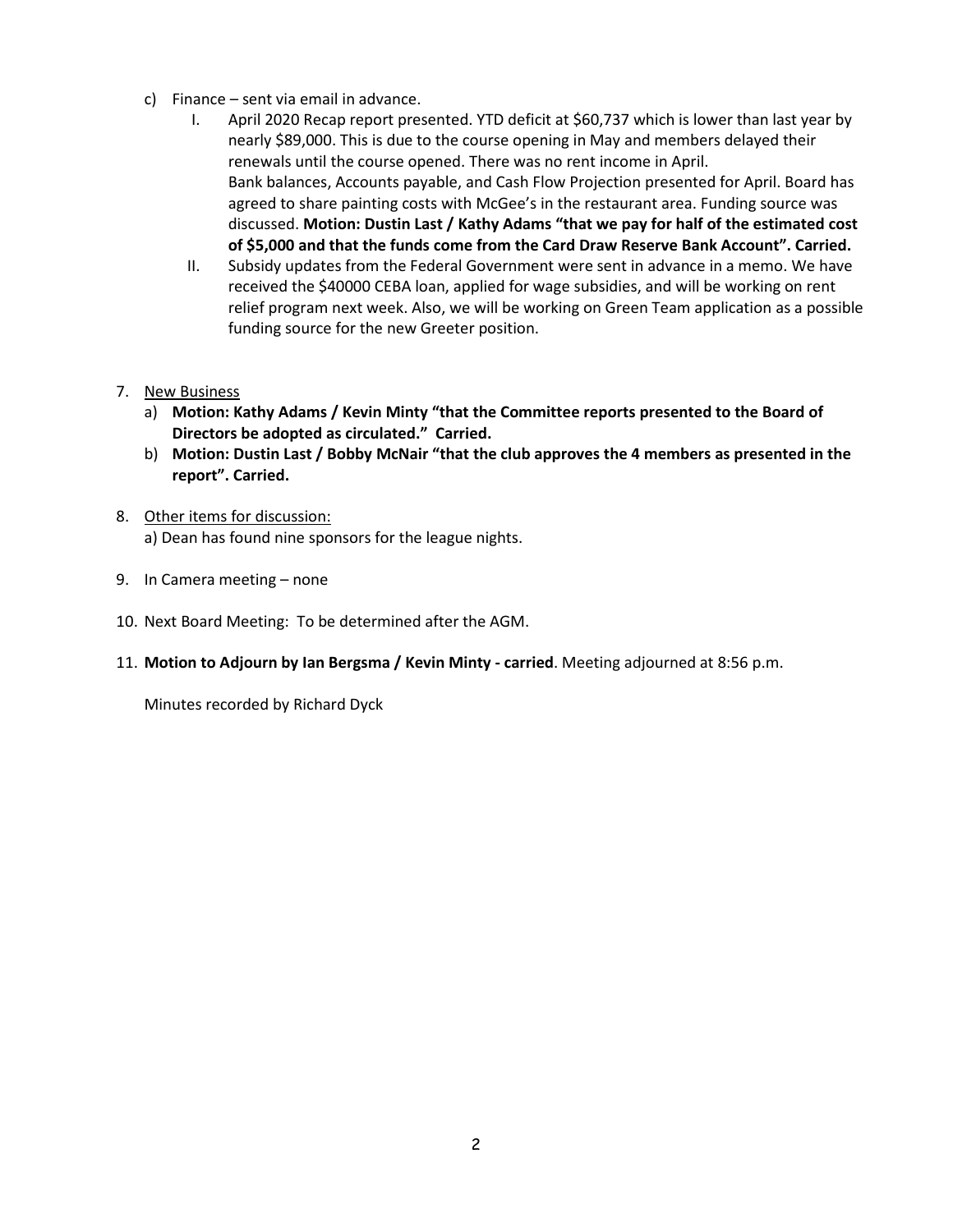c) Finance – sent via email in advance.

   I. April 2020 Recap report presented. YTD deficit at $60,737 which is lower than last year by nearly $89,000. This is due to the course opening in May and members delayed their renewals until the course opened. There was no rent income in April.
      Bank balances, Accounts payable, and Cash Flow Projection presented for April. Board has agreed to share painting costs with McGee's in the restaurant area. Funding source was discussed. **Motion: Dustin Last / Kathy Adams "that we pay for half of the estimated cost of $5,000 and that the funds come from the Card Draw Reserve Bank Account". Carried.**

   II. Subsidy updates from the Federal Government were sent in advance in a memo. We have received the $40000 CEBA loan, applied for wage subsidies, and will be working on rent relief program next week. Also, we will be working on Green Team application as a possible funding source for the new Greeter position.

7. New Business
   a) **Motion: Kathy Adams / Kevin Minty "that the Committee reports presented to the Board of Directors be adopted as circulated." Carried.**
   b) **Motion: Dustin Last / Bobby McNair "that the club approves the 4 members as presented in the report". Carried.**

8. Other items for discussion:
   a) Dean has found nine sponsors for the league nights.

9. In Camera meeting – none

10. Next Board Meeting: To be determined after the AGM.

11. **Motion to Adjourn by Ian Bergsma / Kevin Minty - carried**. Meeting adjourned at 8:56 p.m.

    Minutes recorded by Richard Dyck